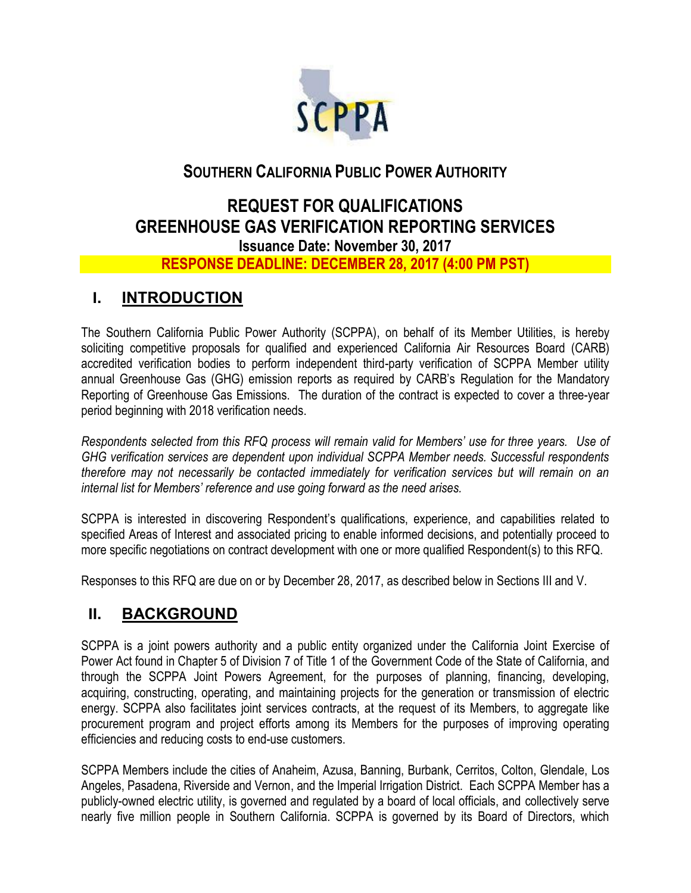SCPPA

## SOUTHERN CALIFORNIA PUBLIC POWER AUTHORITY

# REQUEST FOR QUALIFICATIONS
# GREENHOUSE GAS VERIFICATION REPORTING SERVICES

**Issuance Date: November 30, 2017**

**RESPONSE DEADLINE: DECEMBER 28, 2017 (4:00 PM PST)**

## I. INTRODUCTION

The Southern California Public Power Authority (SCPPA), on behalf of its Member Utilities, is hereby soliciting competitive proposals for qualified and experienced California Air Resources Board (CARB) accredited verification bodies to perform independent third-party verification of SCPPA Member utility annual Greenhouse Gas (GHG) emission reports as required by CARB's Regulation for the Mandatory Reporting of Greenhouse Gas Emissions. The duration of the contract is expected to cover a three-year period beginning with 2018 verification needs.

*Respondents selected from this RFQ process will remain valid for Members' use for three years. Use of GHG verification services are dependent upon individual SCPPA Member needs. Successful respondents therefore may not necessarily be contacted immediately for verification services but will remain on an internal list for Members' reference and use going forward as the need arises.*

SCPPA is interested in discovering Respondent's qualifications, experience, and capabilities related to specified Areas of Interest and associated pricing to enable informed decisions, and potentially proceed to more specific negotiations on contract development with one or more qualified Respondent(s) to this RFQ.

Responses to this RFQ are due on or by December 28, 2017, as described below in Sections III and V.

## II. BACKGROUND

SCPPA is a joint powers authority and a public entity organized under the California Joint Exercise of Power Act found in Chapter 5 of Division 7 of Title 1 of the Government Code of the State of California, and through the SCPPA Joint Powers Agreement, for the purposes of planning, financing, developing, acquiring, constructing, operating, and maintaining projects for the generation or transmission of electric energy. SCPPA also facilitates joint services contracts, at the request of its Members, to aggregate like procurement program and project efforts among its Members for the purposes of improving operating efficiencies and reducing costs to end-use customers.

SCPPA Members include the cities of Anaheim, Azusa, Banning, Burbank, Cerritos, Colton, Glendale, Los Angeles, Pasadena, Riverside and Vernon, and the Imperial Irrigation District. Each SCPPA Member has a publicly-owned electric utility, is governed and regulated by a board of local officials, and collectively serve nearly five million people in Southern California. SCPPA is governed by its Board of Directors, which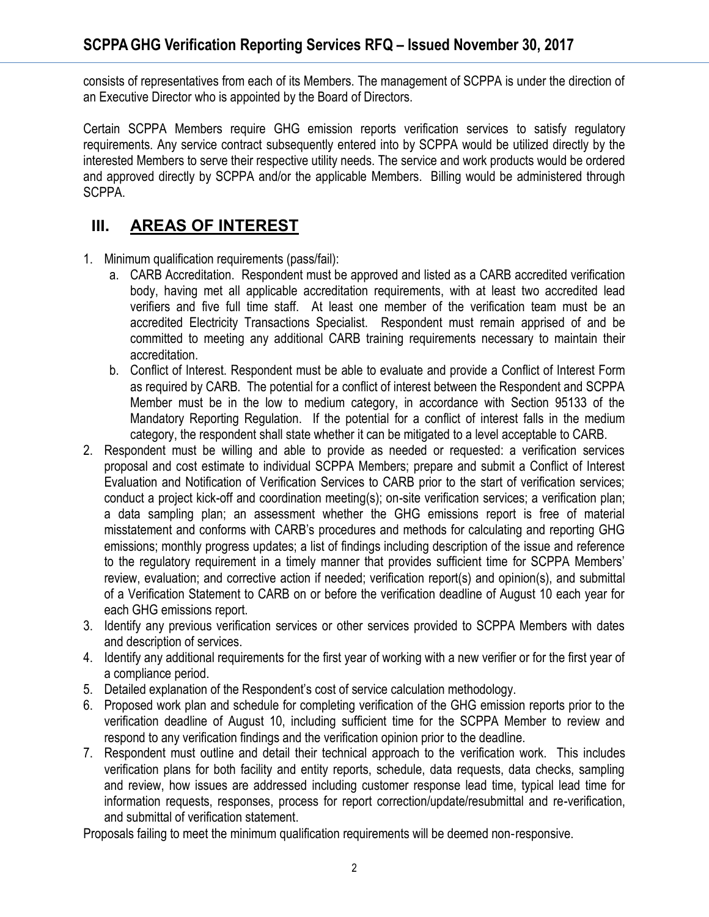consists of representatives from each of its Members. The management of SCPPA is under the direction of an Executive Director who is appointed by the Board of Directors.

Certain SCPPA Members require GHG emission reports verification services to satisfy regulatory requirements. Any service contract subsequently entered into by SCPPA would be utilized directly by the interested Members to serve their respective utility needs. The service and work products would be ordered and approved directly by SCPPA and/or the applicable Members. Billing would be administered through SCPPA.

## III. AREAS OF INTEREST

1. Minimum qualification requirements (pass/fail):
   a. CARB Accreditation. Respondent must be approved and listed as a CARB accredited verification body, having met all applicable accreditation requirements, with at least two accredited lead verifiers and five full time staff. At least one member of the verification team must be an accredited Electricity Transactions Specialist. Respondent must remain apprised of and be committed to meeting any additional CARB training requirements necessary to maintain their accreditation.
   b. Conflict of Interest. Respondent must be able to evaluate and provide a Conflict of Interest Form as required by CARB. The potential for a conflict of interest between the Respondent and SCPPA Member must be in the low to medium category, in accordance with Section 95133 of the Mandatory Reporting Regulation. If the potential for a conflict of interest falls in the medium category, the respondent shall state whether it can be mitigated to a level acceptable to CARB.
2. Respondent must be willing and able to provide as needed or requested: a verification services proposal and cost estimate to individual SCPPA Members; prepare and submit a Conflict of Interest Evaluation and Notification of Verification Services to CARB prior to the start of verification services; conduct a project kick-off and coordination meeting(s); on-site verification services; a verification plan; a data sampling plan; an assessment whether the GHG emissions report is free of material misstatement and conforms with CARB's procedures and methods for calculating and reporting GHG emissions; monthly progress updates; a list of findings including description of the issue and reference to the regulatory requirement in a timely manner that provides sufficient time for SCPPA Members' review, evaluation; and corrective action if needed; verification report(s) and opinion(s), and submittal of a Verification Statement to CARB on or before the verification deadline of August 10 each year for each GHG emissions report.
3. Identify any previous verification services or other services provided to SCPPA Members with dates and description of services.
4. Identify any additional requirements for the first year of working with a new verifier or for the first year of a compliance period.
5. Detailed explanation of the Respondent's cost of service calculation methodology.
6. Proposed work plan and schedule for completing verification of the GHG emission reports prior to the verification deadline of August 10, including sufficient time for the SCPPA Member to review and respond to any verification findings and the verification opinion prior to the deadline.
7. Respondent must outline and detail their technical approach to the verification work. This includes verification plans for both facility and entity reports, schedule, data requests, data checks, sampling and review, how issues are addressed including customer response lead time, typical lead time for information requests, responses, process for report correction/update/resubmittal and re-verification, and submittal of verification statement.

Proposals failing to meet the minimum qualification requirements will be deemed non-responsive.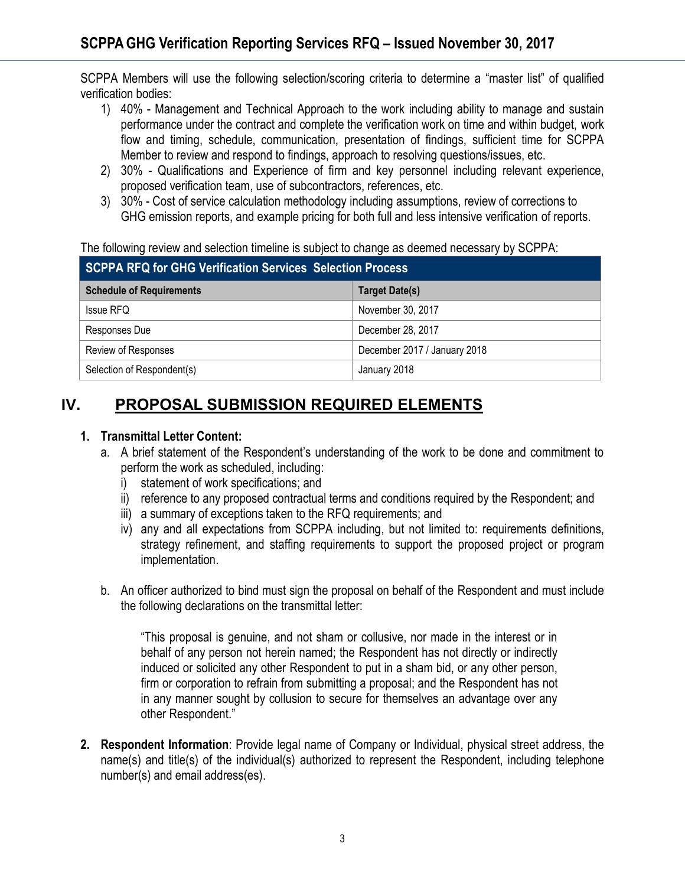SCPPA Members will use the following selection/scoring criteria to determine a "master list" of qualified verification bodies:

1) 40% - Management and Technical Approach to the work including ability to manage and sustain performance under the contract and complete the verification work on time and within budget, work flow and timing, schedule, communication, presentation of findings, sufficient time for SCPPA Member to review and respond to findings, approach to resolving questions/issues, etc.
2) 30% - Qualifications and Experience of firm and key personnel including relevant experience, proposed verification team, use of subcontractors, references, etc.
3) 30% - Cost of service calculation methodology including assumptions, review of corrections to GHG emission reports, and example pricing for both full and less intensive verification of reports.

The following review and selection timeline is subject to change as deemed necessary by SCPPA:

| SCPPA RFQ for GHG Verification Services Selection Process | |
|---|---|
| **Schedule of Requirements** | **Target Date(s)** |
| Issue RFQ | November 30, 2017 |
| Responses Due | December 28, 2017 |
| Review of Responses | December 2017 / January 2018 |
| Selection of Respondent(s) | January 2018 |

## IV. PROPOSAL SUBMISSION REQUIRED ELEMENTS

**1. Transmittal Letter Content:**

a. A brief statement of the Respondent's understanding of the work to be done and commitment to perform the work as scheduled, including:
   i) statement of work specifications; and
   ii) reference to any proposed contractual terms and conditions required by the Respondent; and
   iii) a summary of exceptions taken to the RFQ requirements; and
   iv) any and all expectations from SCPPA including, but not limited to: requirements definitions, strategy refinement, and staffing requirements to support the proposed project or program implementation.

b. An officer authorized to bind must sign the proposal on behalf of the Respondent and must include the following declarations on the transmittal letter:

> "This proposal is genuine, and not sham or collusive, nor made in the interest or in behalf of any person not herein named; the Respondent has not directly or indirectly induced or solicited any other Respondent to put in a sham bid, or any other person, firm or corporation to refrain from submitting a proposal; and the Respondent has not in any manner sought by collusion to secure for themselves an advantage over any other Respondent."

**2. Respondent Information**: Provide legal name of Company or Individual, physical street address, the name(s) and title(s) of the individual(s) authorized to represent the Respondent, including telephone number(s) and email address(es).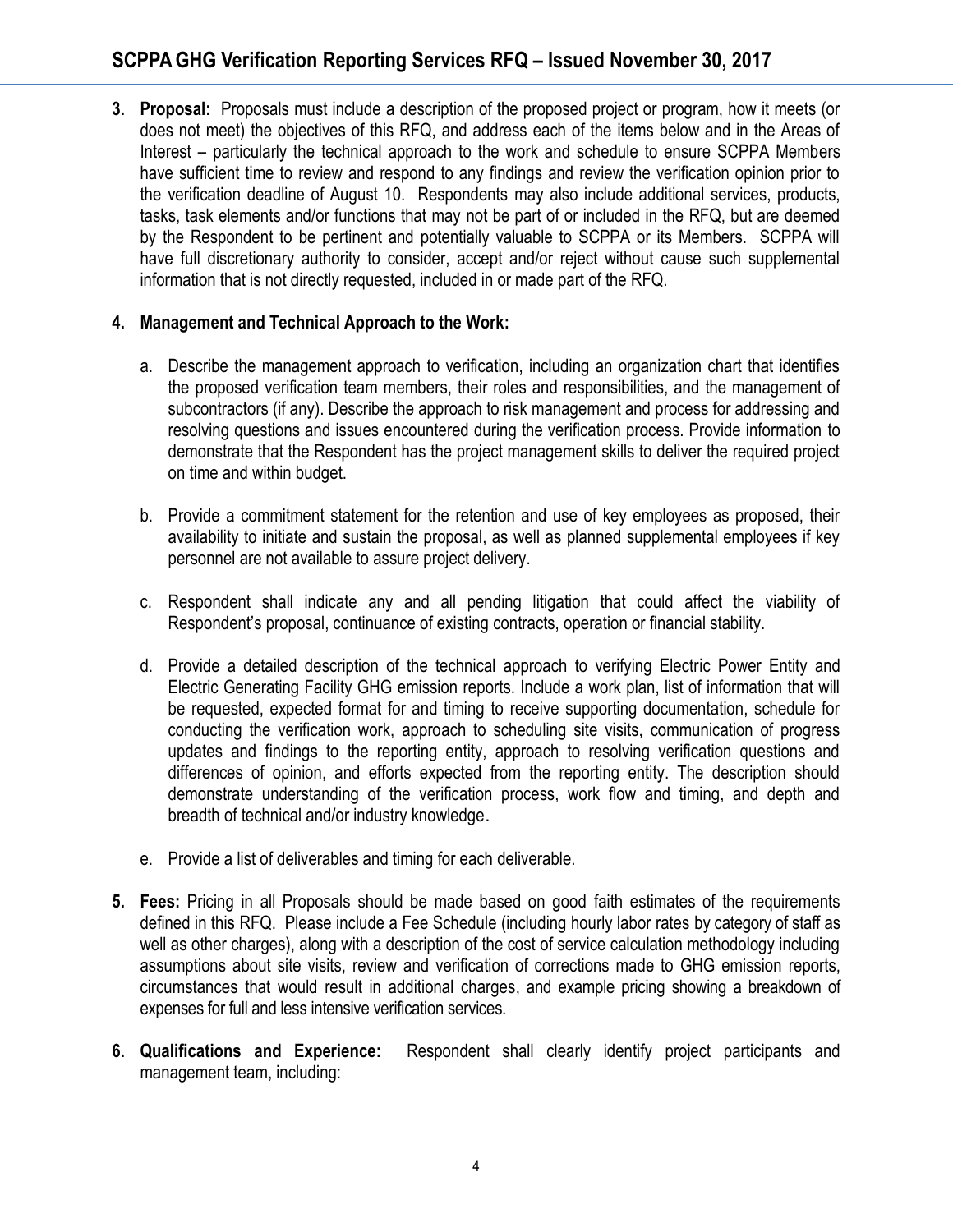3. **Proposal:** Proposals must include a description of the proposed project or program, how it meets (or does not meet) the objectives of this RFQ, and address each of the items below and in the Areas of Interest – particularly the technical approach to the work and schedule to ensure SCPPA Members have sufficient time to review and respond to any findings and review the verification opinion prior to the verification deadline of August 10. Respondents may also include additional services, products, tasks, task elements and/or functions that may not be part of or included in the RFQ, but are deemed by the Respondent to be pertinent and potentially valuable to SCPPA or its Members. SCPPA will have full discretionary authority to consider, accept and/or reject without cause such supplemental information that is not directly requested, included in or made part of the RFQ.

4. **Management and Technical Approach to the Work:**

   a. Describe the management approach to verification, including an organization chart that identifies the proposed verification team members, their roles and responsibilities, and the management of subcontractors (if any). Describe the approach to risk management and process for addressing and resolving questions and issues encountered during the verification process. Provide information to demonstrate that the Respondent has the project management skills to deliver the required project on time and within budget.

   b. Provide a commitment statement for the retention and use of key employees as proposed, their availability to initiate and sustain the proposal, as well as planned supplemental employees if key personnel are not available to assure project delivery.

   c. Respondent shall indicate any and all pending litigation that could affect the viability of Respondent's proposal, continuance of existing contracts, operation or financial stability.

   d. Provide a detailed description of the technical approach to verifying Electric Power Entity and Electric Generating Facility GHG emission reports. Include a work plan, list of information that will be requested, expected format for and timing to receive supporting documentation, schedule for conducting the verification work, approach to scheduling site visits, communication of progress updates and findings to the reporting entity, approach to resolving verification questions and differences of opinion, and efforts expected from the reporting entity. The description should demonstrate understanding of the verification process, work flow and timing, and depth and breadth of technical and/or industry knowledge.

   e. Provide a list of deliverables and timing for each deliverable.

5. **Fees:** Pricing in all Proposals should be made based on good faith estimates of the requirements defined in this RFQ. Please include a Fee Schedule (including hourly labor rates by category of staff as well as other charges), along with a description of the cost of service calculation methodology including assumptions about site visits, review and verification of corrections made to GHG emission reports, circumstances that would result in additional charges, and example pricing showing a breakdown of expenses for full and less intensive verification services.

6. **Qualifications and Experience:** Respondent shall clearly identify project participants and management team, including: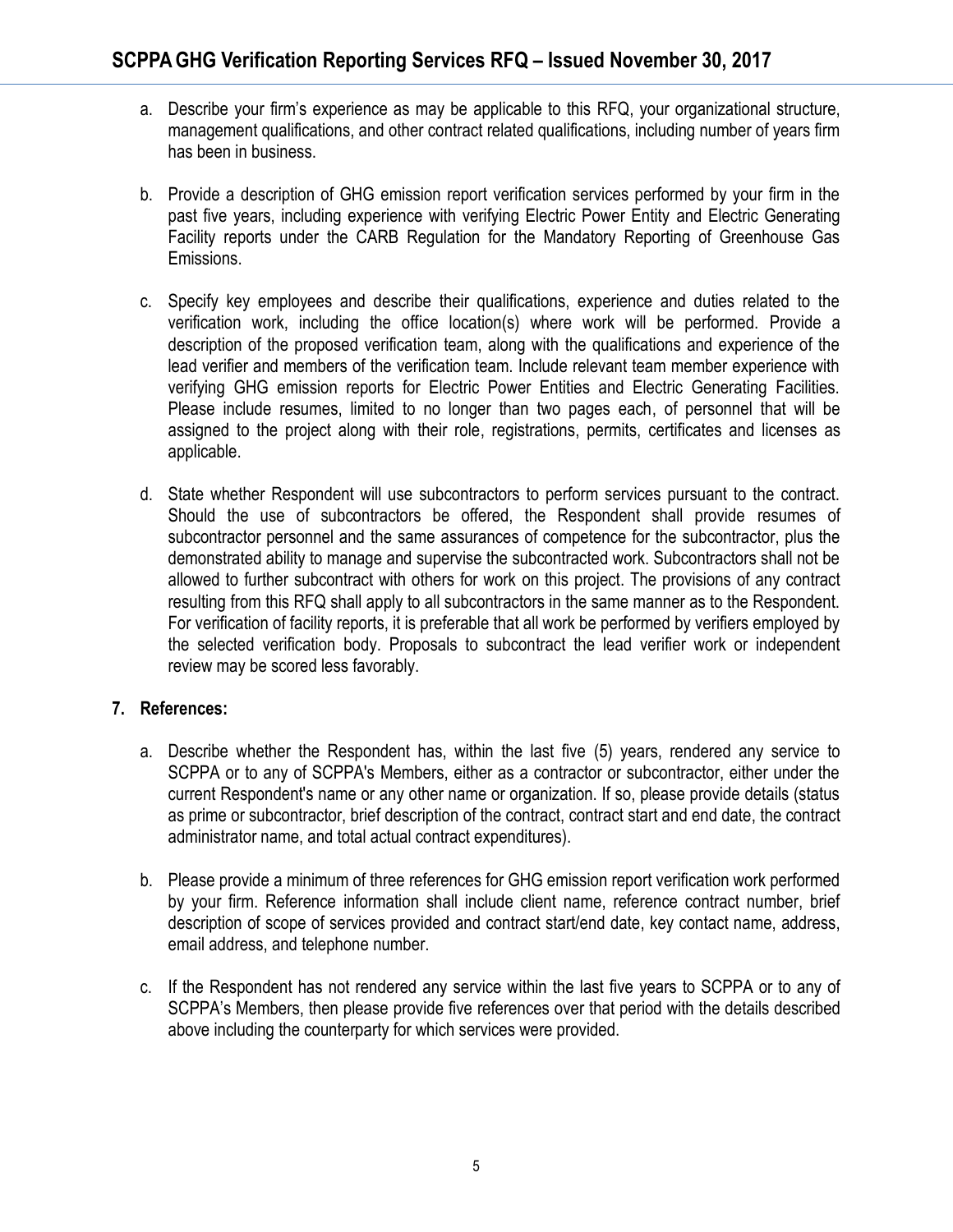a. Describe your firm's experience as may be applicable to this RFQ, your organizational structure, management qualifications, and other contract related qualifications, including number of years firm has been in business.

b. Provide a description of GHG emission report verification services performed by your firm in the past five years, including experience with verifying Electric Power Entity and Electric Generating Facility reports under the CARB Regulation for the Mandatory Reporting of Greenhouse Gas Emissions.

c. Specify key employees and describe their qualifications, experience and duties related to the verification work, including the office location(s) where work will be performed. Provide a description of the proposed verification team, along with the qualifications and experience of the lead verifier and members of the verification team. Include relevant team member experience with verifying GHG emission reports for Electric Power Entities and Electric Generating Facilities. Please include resumes, limited to no longer than two pages each, of personnel that will be assigned to the project along with their role, registrations, permits, certificates and licenses as applicable.

d. State whether Respondent will use subcontractors to perform services pursuant to the contract. Should the use of subcontractors be offered, the Respondent shall provide resumes of subcontractor personnel and the same assurances of competence for the subcontractor, plus the demonstrated ability to manage and supervise the subcontracted work. Subcontractors shall not be allowed to further subcontract with others for work on this project. The provisions of any contract resulting from this RFQ shall apply to all subcontractors in the same manner as to the Respondent. For verification of facility reports, it is preferable that all work be performed by verifiers employed by the selected verification body. Proposals to subcontract the lead verifier work or independent review may be scored less favorably.

**7. References:**

a. Describe whether the Respondent has, within the last five (5) years, rendered any service to SCPPA or to any of SCPPA's Members, either as a contractor or subcontractor, either under the current Respondent's name or any other name or organization. If so, please provide details (status as prime or subcontractor, brief description of the contract, contract start and end date, the contract administrator name, and total actual contract expenditures).

b. Please provide a minimum of three references for GHG emission report verification work performed by your firm. Reference information shall include client name, reference contract number, brief description of scope of services provided and contract start/end date, key contact name, address, email address, and telephone number.

c. If the Respondent has not rendered any service within the last five years to SCPPA or to any of SCPPA's Members, then please provide five references over that period with the details described above including the counterparty for which services were provided.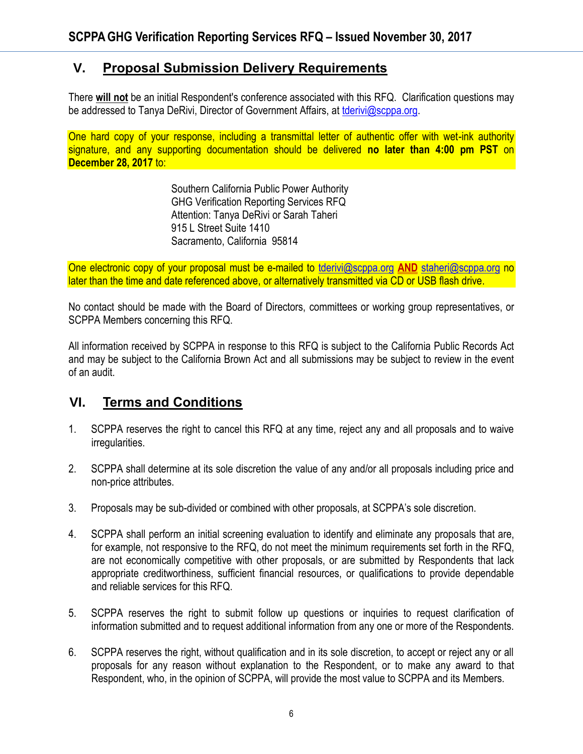## V. Proposal Submission Delivery Requirements

There **will not** be an initial Respondent's conference associated with this RFQ. Clarification questions may be addressed to Tanya DeRivi, Director of Government Affairs, at tderivi@scppa.org.

One hard copy of your response, including a transmittal letter of authentic offer with wet-ink authority signature, and any supporting documentation should be delivered **no later than 4:00 pm PST** on **December 28, 2017** to:

Southern California Public Power Authority
GHG Verification Reporting Services RFQ
Attention: Tanya DeRivi or Sarah Taheri
915 L Street Suite 1410
Sacramento, California 95814

One electronic copy of your proposal must be e-mailed to tderivi@scppa.org **AND** staheri@scppa.org no later than the time and date referenced above, or alternatively transmitted via CD or USB flash drive.

No contact should be made with the Board of Directors, committees or working group representatives, or SCPPA Members concerning this RFQ.

All information received by SCPPA in response to this RFQ is subject to the California Public Records Act and may be subject to the California Brown Act and all submissions may be subject to review in the event of an audit.

## VI. Terms and Conditions

1. SCPPA reserves the right to cancel this RFQ at any time, reject any and all proposals and to waive irregularities.

2. SCPPA shall determine at its sole discretion the value of any and/or all proposals including price and non-price attributes.

3. Proposals may be sub-divided or combined with other proposals, at SCPPA's sole discretion.

4. SCPPA shall perform an initial screening evaluation to identify and eliminate any proposals that are, for example, not responsive to the RFQ, do not meet the minimum requirements set forth in the RFQ, are not economically competitive with other proposals, or are submitted by Respondents that lack appropriate creditworthiness, sufficient financial resources, or qualifications to provide dependable and reliable services for this RFQ.

5. SCPPA reserves the right to submit follow up questions or inquiries to request clarification of information submitted and to request additional information from any one or more of the Respondents.

6. SCPPA reserves the right, without qualification and in its sole discretion, to accept or reject any or all proposals for any reason without explanation to the Respondent, or to make any award to that Respondent, who, in the opinion of SCPPA, will provide the most value to SCPPA and its Members.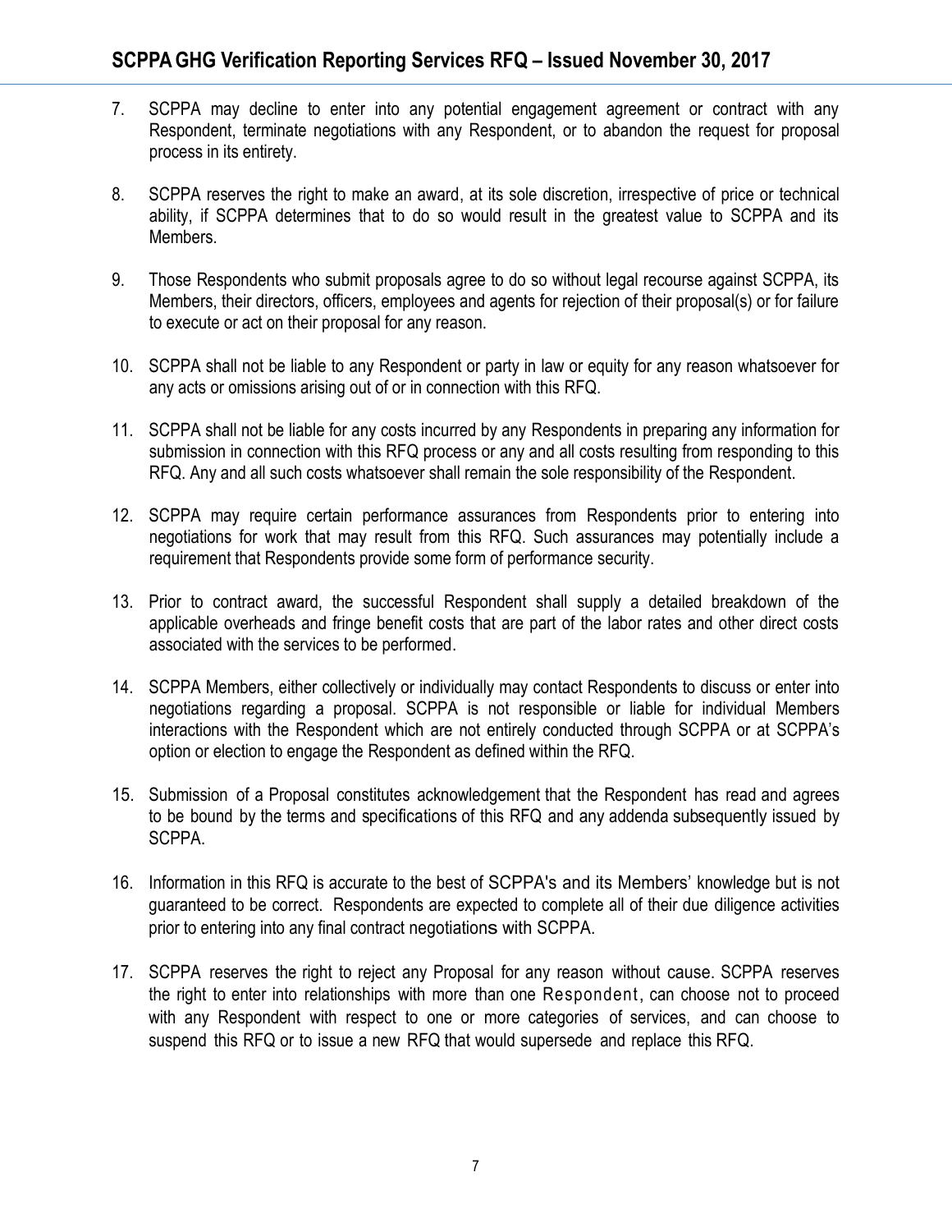7. SCPPA may decline to enter into any potential engagement agreement or contract with any Respondent, terminate negotiations with any Respondent, or to abandon the request for proposal process in its entirety.

8. SCPPA reserves the right to make an award, at its sole discretion, irrespective of price or technical ability, if SCPPA determines that to do so would result in the greatest value to SCPPA and its Members.

9. Those Respondents who submit proposals agree to do so without legal recourse against SCPPA, its Members, their directors, officers, employees and agents for rejection of their proposal(s) or for failure to execute or act on their proposal for any reason.

10. SCPPA shall not be liable to any Respondent or party in law or equity for any reason whatsoever for any acts or omissions arising out of or in connection with this RFQ.

11. SCPPA shall not be liable for any costs incurred by any Respondents in preparing any information for submission in connection with this RFQ process or any and all costs resulting from responding to this RFQ. Any and all such costs whatsoever shall remain the sole responsibility of the Respondent.

12. SCPPA may require certain performance assurances from Respondents prior to entering into negotiations for work that may result from this RFQ. Such assurances may potentially include a requirement that Respondents provide some form of performance security.

13. Prior to contract award, the successful Respondent shall supply a detailed breakdown of the applicable overheads and fringe benefit costs that are part of the labor rates and other direct costs associated with the services to be performed.

14. SCPPA Members, either collectively or individually may contact Respondents to discuss or enter into negotiations regarding a proposal. SCPPA is not responsible or liable for individual Members interactions with the Respondent which are not entirely conducted through SCPPA or at SCPPA's option or election to engage the Respondent as defined within the RFQ.

15. Submission of a Proposal constitutes acknowledgement that the Respondent has read and agrees to be bound by the terms and specifications of this RFQ and any addenda subsequently issued by SCPPA.

16. Information in this RFQ is accurate to the best of SCPPA's and its Members' knowledge but is not guaranteed to be correct. Respondents are expected to complete all of their due diligence activities prior to entering into any final contract negotiations with SCPPA.

17. SCPPA reserves the right to reject any Proposal for any reason without cause. SCPPA reserves the right to enter into relationships with more than one Respondent, can choose not to proceed with any Respondent with respect to one or more categories of services, and can choose to suspend this RFQ or to issue a new RFQ that would supersede and replace this RFQ.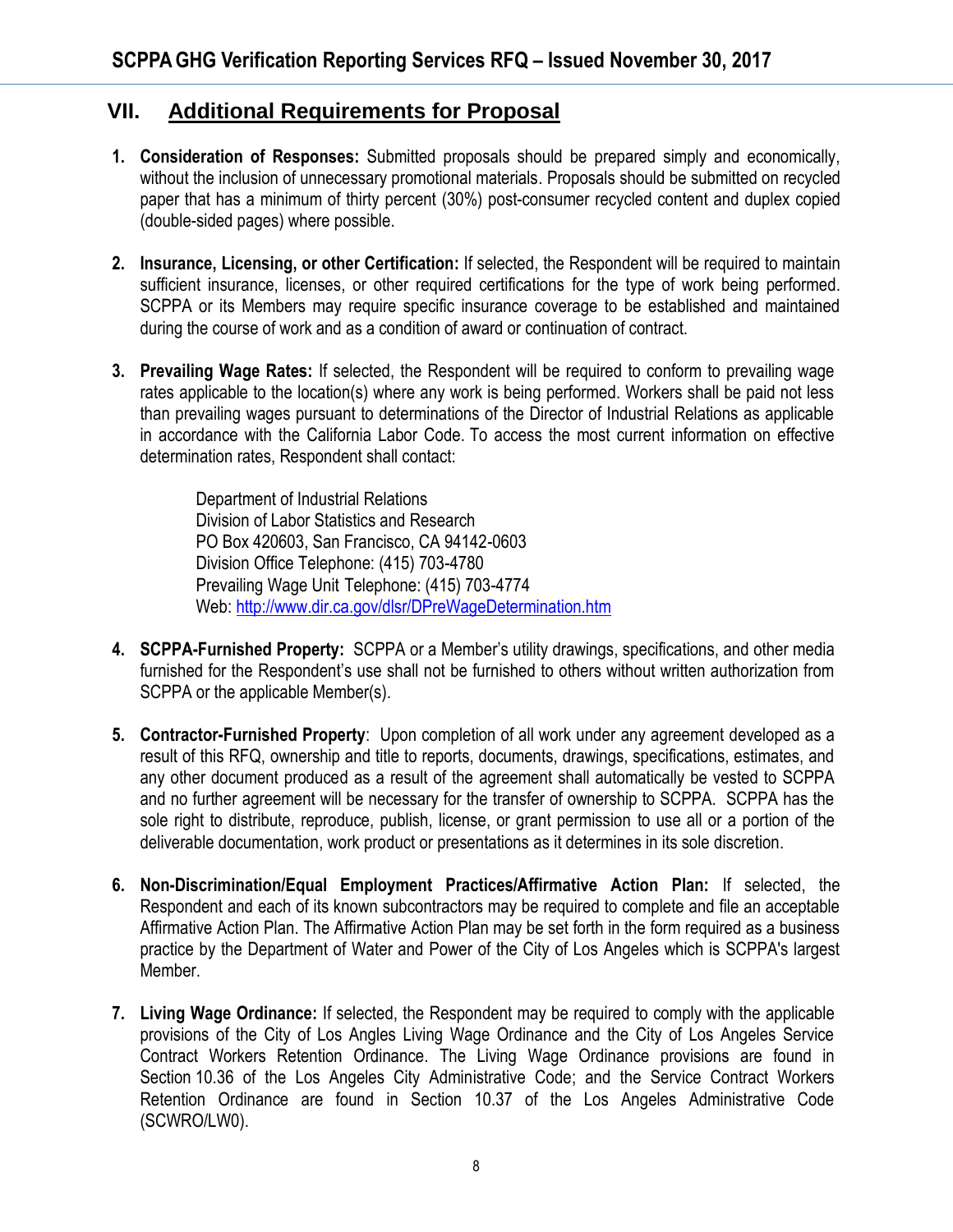## VII. Additional Requirements for Proposal

1. **Consideration of Responses:** Submitted proposals should be prepared simply and economically, without the inclusion of unnecessary promotional materials. Proposals should be submitted on recycled paper that has a minimum of thirty percent (30%) post-consumer recycled content and duplex copied (double-sided pages) where possible.

2. **Insurance, Licensing, or other Certification:** If selected, the Respondent will be required to maintain sufficient insurance, licenses, or other required certifications for the type of work being performed. SCPPA or its Members may require specific insurance coverage to be established and maintained during the course of work and as a condition of award or continuation of contract.

3. **Prevailing Wage Rates:** If selected, the Respondent will be required to conform to prevailing wage rates applicable to the location(s) where any work is being performed. Workers shall be paid not less than prevailing wages pursuant to determinations of the Director of Industrial Relations as applicable in accordance with the California Labor Code. To access the most current information on effective determination rates, Respondent shall contact:

   Department of Industrial Relations
   Division of Labor Statistics and Research
   PO Box 420603, San Francisco, CA 94142-0603
   Division Office Telephone: (415) 703-4780
   Prevailing Wage Unit Telephone: (415) 703-4774
   Web: http://www.dir.ca.gov/dlsr/DPreWageDetermination.htm

4. **SCPPA-Furnished Property:** SCPPA or a Member's utility drawings, specifications, and other media furnished for the Respondent's use shall not be furnished to others without written authorization from SCPPA or the applicable Member(s).

5. **Contractor-Furnished Property**: Upon completion of all work under any agreement developed as a result of this RFQ, ownership and title to reports, documents, drawings, specifications, estimates, and any other document produced as a result of the agreement shall automatically be vested to SCPPA and no further agreement will be necessary for the transfer of ownership to SCPPA. SCPPA has the sole right to distribute, reproduce, publish, license, or grant permission to use all or a portion of the deliverable documentation, work product or presentations as it determines in its sole discretion.

6. **Non-Discrimination/Equal Employment Practices/Affirmative Action Plan:** If selected, the Respondent and each of its known subcontractors may be required to complete and file an acceptable Affirmative Action Plan. The Affirmative Action Plan may be set forth in the form required as a business practice by the Department of Water and Power of the City of Los Angeles which is SCPPA's largest Member.

7. **Living Wage Ordinance:** If selected, the Respondent may be required to comply with the applicable provisions of the City of Los Angles Living Wage Ordinance and the City of Los Angeles Service Contract Workers Retention Ordinance. The Living Wage Ordinance provisions are found in Section 10.36 of the Los Angeles City Administrative Code; and the Service Contract Workers Retention Ordinance are found in Section 10.37 of the Los Angeles Administrative Code (SCWRO/LW0).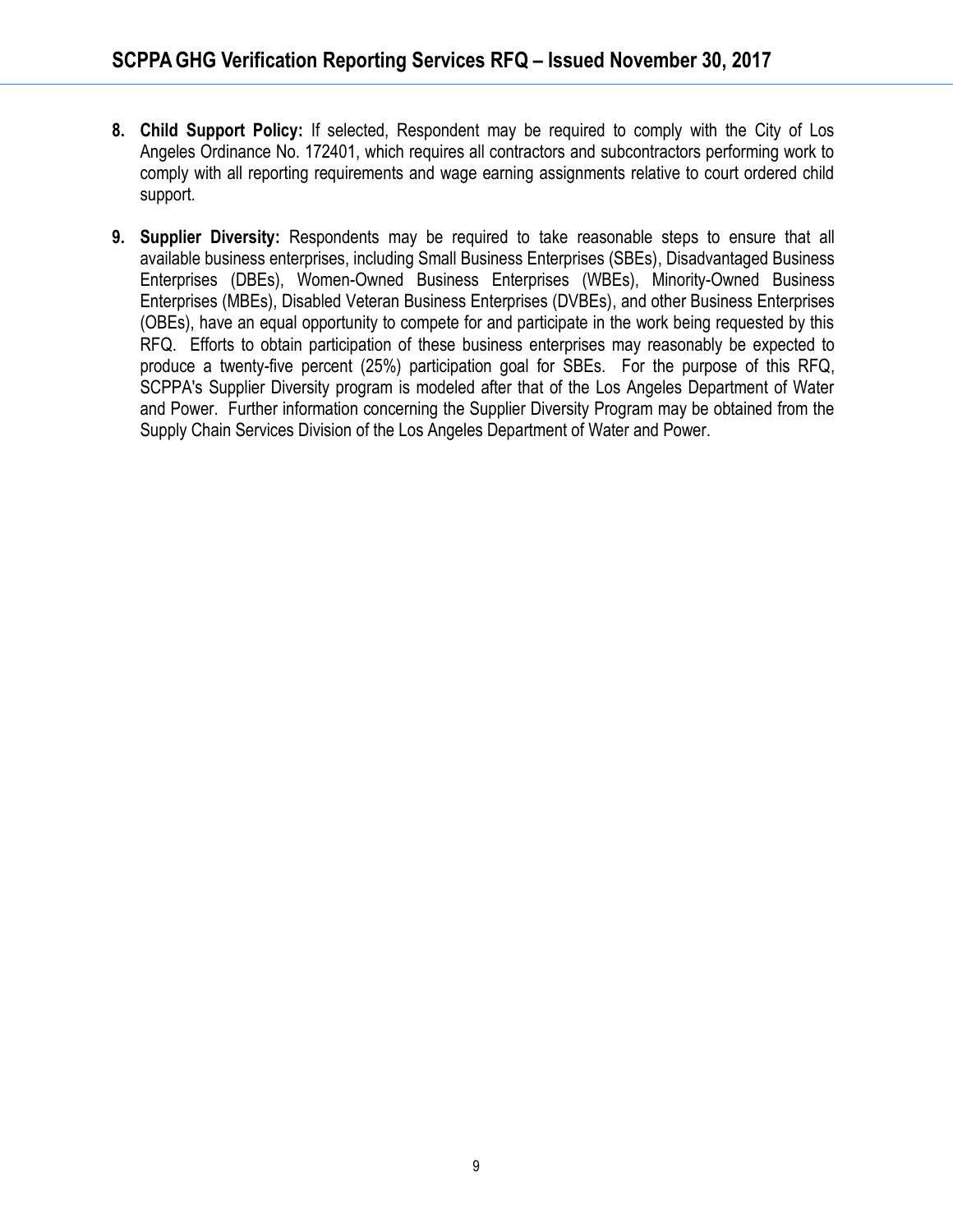8. **Child Support Policy:** If selected, Respondent may be required to comply with the City of Los Angeles Ordinance No. 172401, which requires all contractors and subcontractors performing work to comply with all reporting requirements and wage earning assignments relative to court ordered child support.

9. **Supplier Diversity:** Respondents may be required to take reasonable steps to ensure that all available business enterprises, including Small Business Enterprises (SBEs), Disadvantaged Business Enterprises (DBEs), Women-Owned Business Enterprises (WBEs), Minority-Owned Business Enterprises (MBEs), Disabled Veteran Business Enterprises (DVBEs), and other Business Enterprises (OBEs), have an equal opportunity to compete for and participate in the work being requested by this RFQ. Efforts to obtain participation of these business enterprises may reasonably be expected to produce a twenty-five percent (25%) participation goal for SBEs. For the purpose of this RFQ, SCPPA's Supplier Diversity program is modeled after that of the Los Angeles Department of Water and Power. Further information concerning the Supplier Diversity Program may be obtained from the Supply Chain Services Division of the Los Angeles Department of Water and Power.